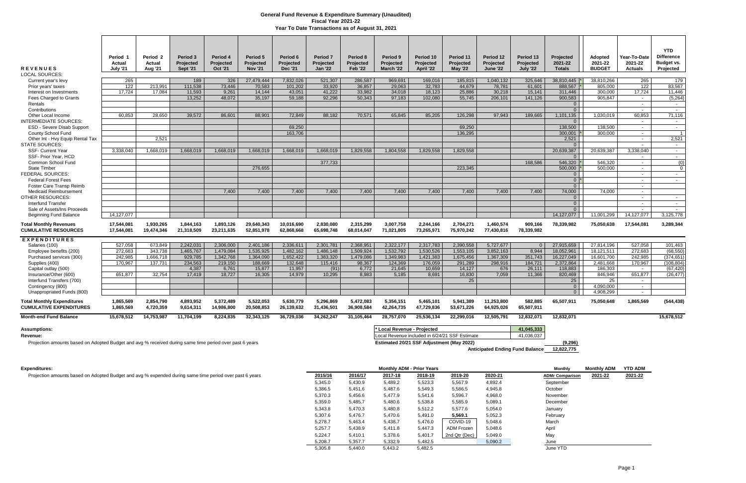# General Fund Revenue & Expenditure Summary (Unaudited)
## Fiscal Year 2021-22
### Year To Date Transactions as of August 31, 2021

| REVENUES | Period 1 Actual July '21 | Period 2 Actual Aug '21 | Period 3 Projected Sept '21 | Period 4 Projected Oct '21 | Period 5 Projected Nov '21 | Period 6 Projected Dec '21 | Period 7 Projected Jan '22 | Period 8 Projected Feb '22 | Period 9 Projected March '22 | Period 10 Projected April '22 | Period 11 Projected May '22 | Period 12 Projected June '22 | Period 13 Projected July '22 | Projected 2021-22 Totals | Adopted 2021-22 BUDGET | Year-To-Date 2021-22 Actuals | YTD Difference Budget vs. Projected |
|---|---|---|---|---|---|---|---|---|---|---|---|---|---|---|---|---|---|
| LOCAL SOURCES: | | | | | | | | | | | | | | | | | |
| Current year's levy | 265 | | 189 | 326 | 27,479,444 | 7,832,026 | 521,307 | 286,587 | 969,691 | 169,016 | 185,815 | 1,040,132 | 325,646 | 38,810,445 * | 38,810,266 | 265 | 179 |
| Prior years' taxes | 122 | 213,991 | 111,538 | 73,446 | 70,583 | 101,202 | 33,920 | 36,857 | 29,063 | 32,783 | 44,679 | 78,781 | 61,601 | 888,567 * | 805,000 | 122 | 83,567 |
| Interest on Investments | 17,724 | 17,084 | 11,593 | 9,261 | 14,144 | 43,051 | 41,222 | 33,982 | 34,018 | 18,123 | 25,886 | 30,218 | 15,141 | 311,446 | 300,000 | 17,724 | 11,446 |
| Fees Charged to Grants | | | 13,252 | 48,072 | 35,197 | 59,188 | 92,296 | 50,343 | 97,183 | 102,080 | 55,745 | 206,101 | 141,126 | 900,583 | 905,847 | - | (5,264) |
| Rentals | | | | | | | | | | | | | | 0 | | - | - |
| Contributions | | | | | | | | | | | | | | 0 | | - | - |
| Other Local Income | 60,853 | 28,650 | 39,572 | 86,601 | 88,901 | 72,849 | 88,182 | 70,571 | 65,845 | 85,205 | 126,298 | 97,943 | 189,665 | 1,101,135 | 1,030,019 | 60,853 | 71,116 |
| INTERMEDIATE SOURCES: | | | | | | | | | | | | | | 0 | | - | - |
| ESD - Severe Disab Support | | | | | | 69,250 | | | | | 69,250 | | | 138,500 | 138,500 | - | - |
| County School Fund | | | | | | 163,706 | | | | | 136,295 | | | 300,001 * | 300,000 | - | 1 |
| Other Int - Hvy Equip Rental Tax | | 2,521 | | | | | | | | | | | | 2,521 | | - | 2,521 |
| STATE SOURCES: | | | | | | | | | | | | | | 0 | | - | - |
| SSF- Current Year | 3,338,040 | 1,668,019 | 1,668,019 | 1,668,019 | 1,668,019 | 1,668,019 | 1,668,019 | 1,829,558 | 1,804,558 | 1,829,558 | 1,829,558 | | | 20,639,387 | 20,639,387 | 3,338,040 | - |
| SSF- Prior Year, HCD | | | | | | | | | | | | | | 0 | | - | - |
| Common School Fund | | | | | | | 377,733 | | | | | | 168,586 | 546,320 * | 546,320 | - | (0) |
| State Timber | | | | | 276,655 | | | | | | 223,345 | | | 500,000 * | 500,000 | - | 0 |
| FEDERAL SOURCES: | | | | | | | | | | | | | | 0 | | - | - |
| Federal Forest Fees | | | | | | | | | | | | | | 0 * | | - | - |
| Foster Care Transp Reimb | | | | | | | | | | | | | | 0 | | - | |
| Medicaid Reimbursement | | | | 7,400 | 7,400 | 7,400 | 7,400 | 7,400 | 7,400 | 7,400 | 7,400 | 7,400 | 7,400 | 74,000 | 74,000 | - | |
| OTHER RESOURCES: | | | | | | | | | | | | | | 0 | | - | - |
| Interfund Transfer | | | | | | | | | | | | | | 0 | | - | - |
| Sale of Assets/Ins Proceeds | | | | | | | | | | | | | | 0 | | | |
| Beginning Fund Balance | 14,127,077 | | | | | | | | | | | | | 14,127,077 | 11,001,299 | 14,127,077 | 3,125,778 |
| **Total Monthly Revenues** | **17,544,081** | **1,930,265** | **1,844,163** | **1,893,126** | **29,640,343** | **10,016,690** | **2,830,080** | **2,315,299** | **3,007,758** | **2,244,166** | **2,704,271** | **1,460,574** | **909,166** | **78,339,982** | **75,050,638** | **17,544,081** | **3,289,344** |
| **CUMULATIVE RESOURCES** | **17,544,081** | **19,474,346** | **21,318,509** | **23,211,635** | **52,851,978** | **62,868,668** | **65,698,748** | **68,014,047** | **71,021,805** | **73,265,971** | **75,970,242** | **77,430,816** | **78,339,982** | | | | |
| **EXPENDITURES** | | | | | | | | | | | | | | | | | |
| Salaries (100) | 527,058 | 673,849 | 2,242,031 | 2,306,000 | 2,401,186 | 2,336,611 | 2,301,781 | 2,368,951 | 2,322,177 | 2,317,783 | 2,390,558 | 5,727,677 | 0 | 27,915,659 | 27,814,196 | 527,058 | 101,463 |
| Employee benefits (200) | 272,683 | 343,738 | 1,465,767 | 1,479,084 | 1,535,925 | 1,482,162 | 1,486,148 | 1,509,924 | 1,532,792 | 1,530,526 | 1,553,105 | 3,852,163 | 8,944 | 18,052,961 | 18,121,511 | 272,683 | (68,550) |
| Purchased services (300) | 242,985 | 1,666,718 | 929,785 | 1,342,768 | 1,364,090 | 1,652,422 | 1,383,320 | 1,479,086 | 1,349,983 | 1,421,383 | 1,675,456 | 1,367,309 | 351,743 | 16,227,049 | 16,601,700 | 242,985 | (374,651) |
| Supplies (400) | 170,967 | 137,731 | 234,563 | 219,150 | 188,669 | 132,648 | 115,416 | 98,367 | 124,369 | 176,059 | 291,289 | 298,916 | 184,721 | 2,372,864 | 2,481,668 | 170,967 | (108,804) |
| Capital outlay (500) | | | 4,387 | 6,761 | 15,877 | 11,957 | (91) | 6,772 | 21,645 | 10,659 | 14,127 | 676 | 26,111 | 118,883 | 186,303 | - | (67,420) |
| Insurance/Other (600) | 651,877 | 32,754 | 17,419 | 18,727 | 16,305 | 14,979 | 10,295 | 8,983 | 5,185 | 8,691 | 16,830 | 7,059 | 11,366 | 820,469 | 846,946 | 651,877 | (26,477) |
| Interfund Transfers (700) | | | | | | | | | | | 25 | | | 25 | 25 | - | |
| Contingency (800) | | | | | | | | | | | | | | 0 | 4,090,000 | - | |
| Unappropriated Funds (800) | | | | | | | | | | | | | | 0 | 4,908,299 | - | |
| **Total Monthly Expenditures** | **1,865,569** | **2,854,790** | **4,893,952** | **5,372,489** | **5,522,053** | **5,630,779** | **5,296,869** | **5,472,083** | **5,356,151** | **5,465,101** | **5,941,389** | **11,253,800** | **582,885** | **65,507,911** | **75,050,648** | **1,865,569** | **(544,438)** |
| **CUMULATIVE EXPENDITURES** | **1,865,569** | **4,720,359** | **9,614,311** | **14,986,800** | **20,508,853** | **26,139,632** | **31,436,501** | **36,908,584** | **42,264,735** | **47,729,836** | **53,671,225** | **64,925,026** | **65,507,911** | | | | |
| **Month-end Fund Balance** | **15,678,512** | **14,753,987** | **11,704,199** | **8,224,835** | **32,343,125** | **36,729,036** | **34,262,247** | **31,105,464** | **28,757,070** | **25,536,134** | **22,299,016** | **12,505,791** | **12,832,071** | **12,832,071** | | | **15,678,512** |

**Assumptions:**

**Revenue:**

Projection amounts based on Adopted Budget and avg % received during same time period over past 6 years

| | |
|---|---|
| * Local Revenue - Projected | 41,045,333 |
| Local Revenue included in 6/24/21 SSF Estimate | 41,036,037 |
| Estimated 20/21 SSF Adjustment (May 2022) | (9,296) |
| Anticipated Ending Fund Balance | 12,822,775 |

**Expenditures:**

Projection amounts based on Adopted Budget and avg % expended during same time period over past 6 years

| 2015/16 | 2016/17 | 2017-18 | 2018-19 | 2019-20 | 2020-21 | Monthly ADMr Comparison | Monthly ADM 2021-22 | YTD ADM 2021-22 |
|---|---|---|---|---|---|---|---|---|
| 5,345.0 | 5,430.9 | 5,489.2 | 5,523.3 | 5,567.9 | 4,892.4 | September | | |
| 5,386.5 | 5,451.6 | 5,487.6 | 5,549.3 | 5,586.5 | 4,945.8 | October | | |
| 5,370.3 | 5,456.6 | 5,477.9 | 5,541.6 | 5,596.7 | 4,968.0 | November | | |
| 5,359.0 | 5,485.7 | 5,480.6 | 5,538.8 | 5,585.9 | 5,089.1 | December | | |
| 5,343.8 | 5,470.3 | 5,480.8 | 5,512.2 | 5,577.6 | 5,054.0 | January | | |
| 5,307.6 | 5,476.7 | 5,470.6 | 5,491.0 | **5,569.1** | 5,052.3 | February | | |
| 5,278.7 | 5,463.4 | 5,438.7 | 5,476.0 | COVID-19 | 5,048.6 | March | | |
| 5,257.7 | 5,438.9 | 5,411.8 | 5,447.3 | ADM Frozen | 5,048.6 | April | | |
| 5,224.7 | 5,410.1 | 5,378.6 | 5,401.7 | 2nd Qtr (Dec) | 5,049.0 | May | | |
| 5,208.7 | 5,357.7 | 5,332.9 | 5,482.5 | | 5,090.2 | June | | |
| 5,305.8 | 5,440.0 | 5,443.2 | 5,482.5 | | | June YTD | | |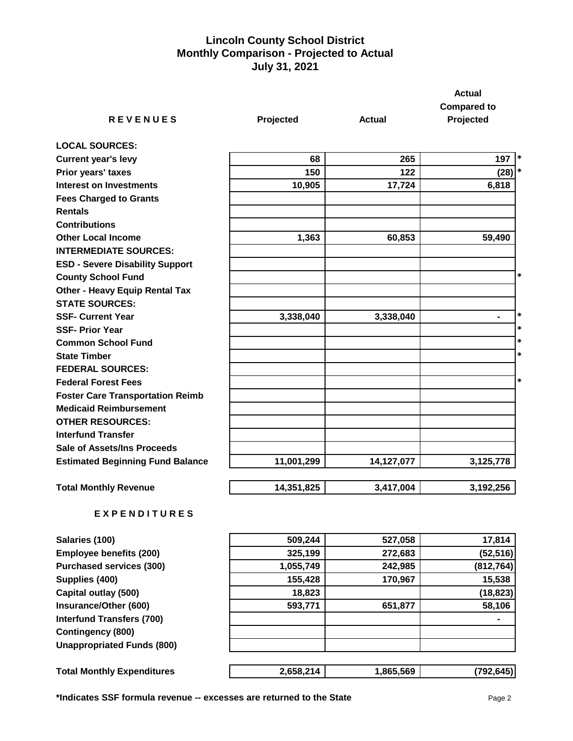# Lincoln County School District
## Monthly Comparison - Projected to Actual
### July 31, 2021

| REVENUES | Projected | Actual | Actual Compared to Projected | |
|---|---|---|---|---|
| **LOCAL SOURCES:** | | | | |
| Current year's levy | 68 | 265 | 197 | * |
| Prior years' taxes | 150 | 122 | (28) | * |
| Interest on Investments | 10,905 | 17,724 | 6,818 | |
| Fees Charged to Grants | | | | |
| Rentals | | | | |
| Contributions | | | | |
| Other Local Income | 1,363 | 60,853 | 59,490 | |
| **INTERMEDIATE SOURCES:** | | | | |
| ESD - Severe Disability Support | | | | |
| County School Fund | | | | * |
| Other - Heavy Equip Rental Tax | | | | |
| **STATE SOURCES:** | | | | |
| SSF- Current Year | 3,338,040 | 3,338,040 | - | * |
| SSF- Prior Year | | | | * |
| Common School Fund | | | | * |
| State Timber | | | | * |
| **FEDERAL SOURCES:** | | | | |
| Federal Forest Fees | | | | * |
| Foster Care Transportation Reimb | | | | |
| Medicaid Reimbursement | | | | |
| **OTHER RESOURCES:** | | | | |
| Interfund Transfer | | | | |
| Sale of Assets/Ins Proceeds | | | | |
| Estimated Beginning Fund Balance | 11,001,299 | 14,127,077 | 3,125,778 | |
| **Total Monthly Revenue** | 14,351,825 | 3,417,004 | 3,192,256 | |

| EXPENDITURES | Projected | Actual | Actual Compared to Projected |
|---|---|---|---|
| Salaries (100) | 509,244 | 527,058 | 17,814 |
| Employee benefits (200) | 325,199 | 272,683 | (52,516) |
| Purchased services (300) | 1,055,749 | 242,985 | (812,764) |
| Supplies (400) | 155,428 | 170,967 | 15,538 |
| Capital outlay (500) | 18,823 | | (18,823) |
| Insurance/Other (600) | 593,771 | 651,877 | 58,106 |
| Interfund Transfers (700) | | | - |
| Contingency (800) | | | |
| Unappropriated Funds (800) | | | |
| **Total Monthly Expenditures** | 2,658,214 | 1,865,569 | (792,645) |

**\*Indicates SSF formula revenue -- excesses are returned to the State**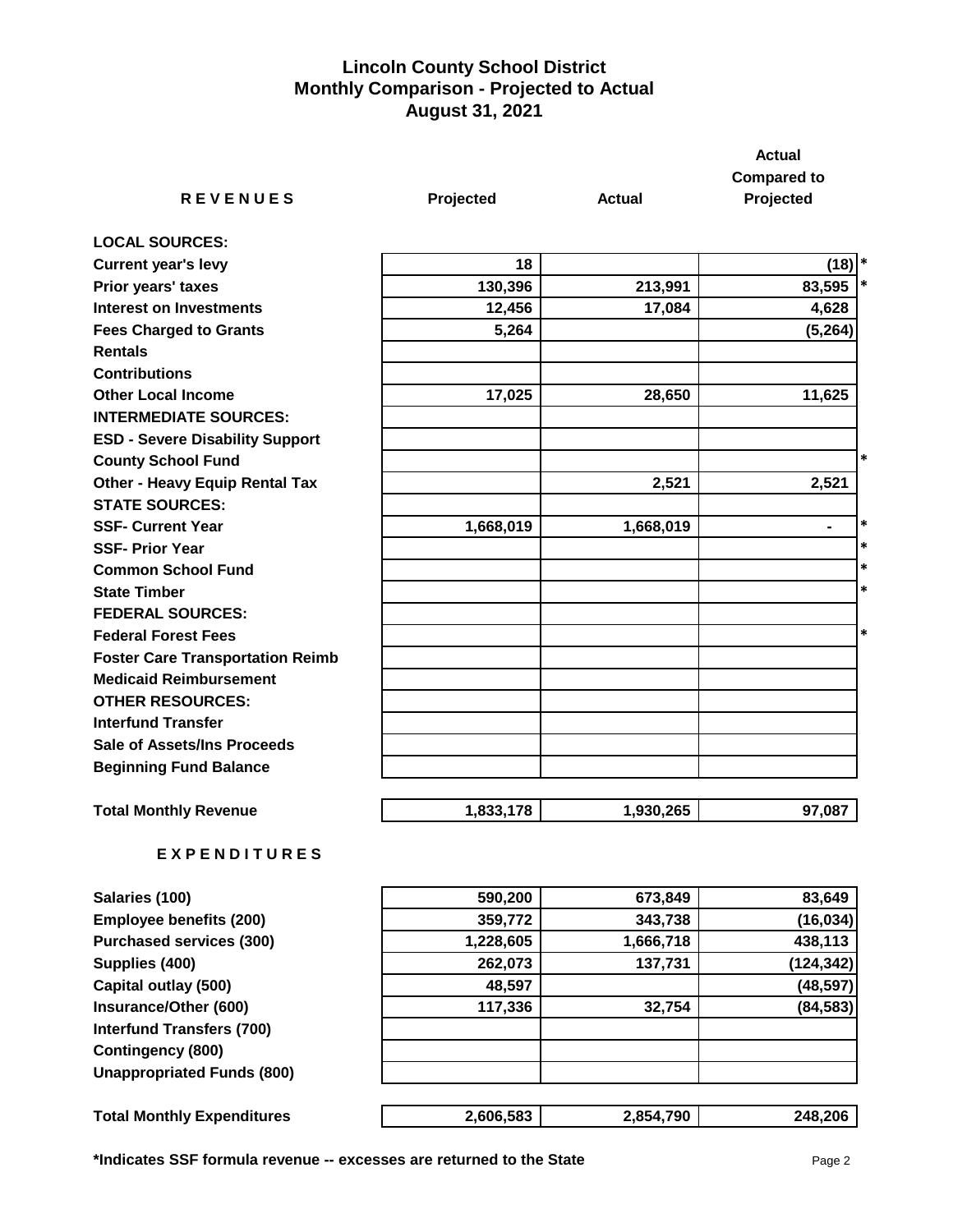# Lincoln County School District
## Monthly Comparison - Projected to Actual
## August 31, 2021

| REVENUES | Projected | Actual | Actual Compared to Projected | |
|---|---|---|---|---|
| **LOCAL SOURCES:** | | | | |
| Current year's levy | 18 | | (18) | * |
| Prior years' taxes | 130,396 | 213,991 | 83,595 | * |
| Interest on Investments | 12,456 | 17,084 | 4,628 | |
| Fees Charged to Grants | 5,264 | | (5,264) | |
| Rentals | | | | |
| Contributions | | | | |
| Other Local Income | 17,025 | 28,650 | 11,625 | |
| **INTERMEDIATE SOURCES:** | | | | |
| ESD - Severe Disability Support | | | | |
| County School Fund | | | | * |
| Other - Heavy Equip Rental Tax | | 2,521 | 2,521 | |
| **STATE SOURCES:** | | | | |
| SSF- Current Year | 1,668,019 | 1,668,019 | - | * |
| SSF- Prior Year | | | | * |
| Common School Fund | | | | * |
| State Timber | | | | * |
| **FEDERAL SOURCES:** | | | | |
| Federal Forest Fees | | | | * |
| Foster Care Transportation Reimb | | | | |
| Medicaid Reimbursement | | | | |
| **OTHER RESOURCES:** | | | | |
| Interfund Transfer | | | | |
| Sale of Assets/Ins Proceeds | | | | |
| Beginning Fund Balance | | | | |
| **Total Monthly Revenue** | 1,833,178 | 1,930,265 | 97,087 | |

| EXPENDITURES | Projected | Actual | Actual Compared to Projected |
|---|---|---|---|
| Salaries (100) | 590,200 | 673,849 | 83,649 |
| Employee benefits (200) | 359,772 | 343,738 | (16,034) |
| Purchased services (300) | 1,228,605 | 1,666,718 | 438,113 |
| Supplies (400) | 262,073 | 137,731 | (124,342) |
| Capital outlay (500) | 48,597 | | (48,597) |
| Insurance/Other (600) | 117,336 | 32,754 | (84,583) |
| Interfund Transfers (700) | | | |
| Contingency (800) | | | |
| Unappropriated Funds (800) | | | |
| **Total Monthly Expenditures** | 2,606,583 | 2,854,790 | 248,206 |

**\*Indicates SSF formula revenue -- excesses are returned to the State**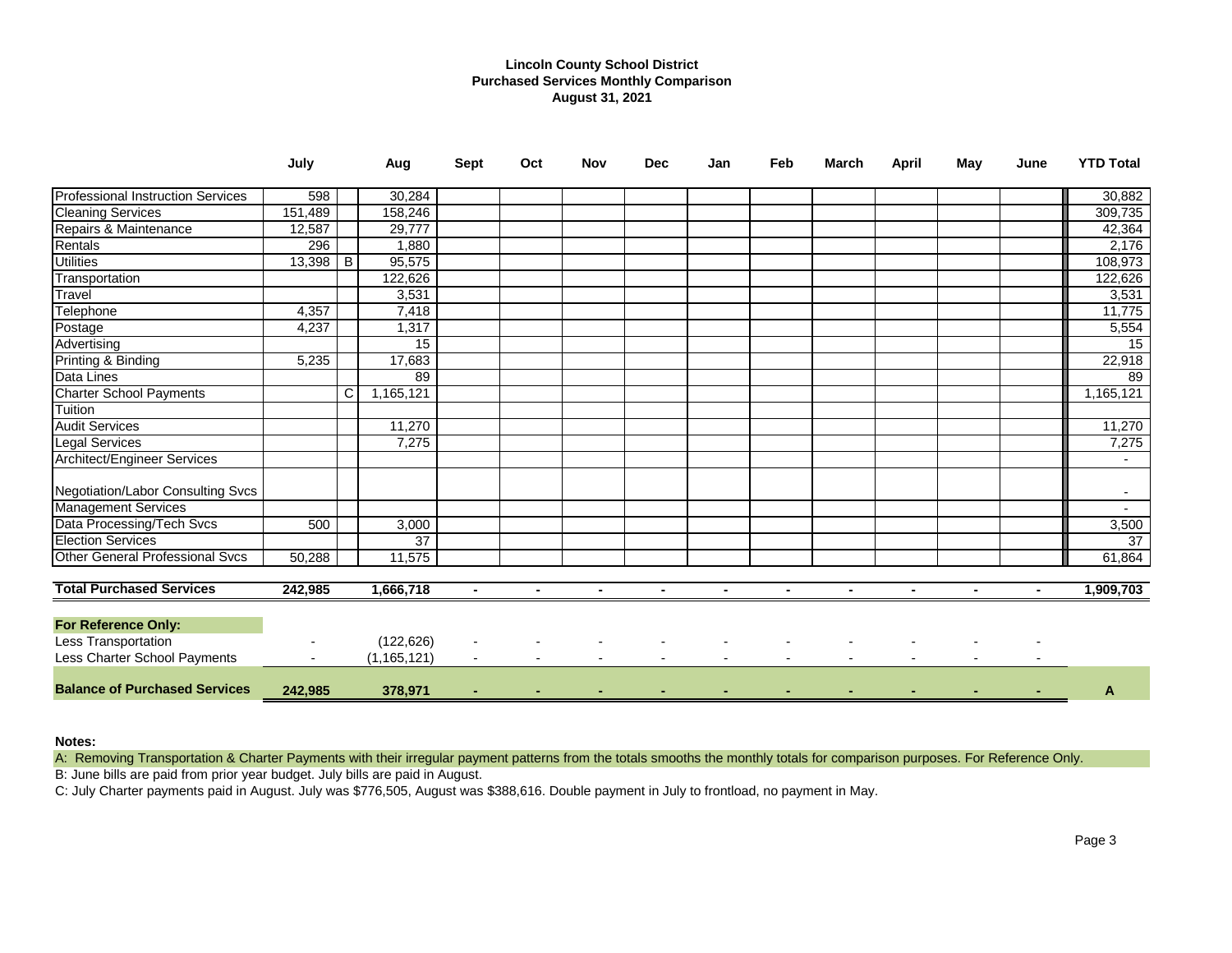**Lincoln County School District**
**Purchased Services Monthly Comparison**
**August 31, 2021**

| | July | | Aug | Sept | Oct | Nov | Dec | Jan | Feb | March | April | May | June | YTD Total |
|---|---|---|---|---|---|---|---|---|---|---|---|---|---|---|
| Professional Instruction Services | 598 | | 30,284 | | | | | | | | | | | 30,882 |
| Cleaning Services | 151,489 | | 158,246 | | | | | | | | | | | 309,735 |
| Repairs & Maintenance | 12,587 | | 29,777 | | | | | | | | | | | 42,364 |
| Rentals | 296 | | 1,880 | | | | | | | | | | | 2,176 |
| Utilities | 13,398 | B | 95,575 | | | | | | | | | | | 108,973 |
| Transportation | | | 122,626 | | | | | | | | | | | 122,626 |
| Travel | | | 3,531 | | | | | | | | | | | 3,531 |
| Telephone | 4,357 | | 7,418 | | | | | | | | | | | 11,775 |
| Postage | 4,237 | | 1,317 | | | | | | | | | | | 5,554 |
| Advertising | | | 15 | | | | | | | | | | | 15 |
| Printing & Binding | 5,235 | | 17,683 | | | | | | | | | | | 22,918 |
| Data Lines | | | 89 | | | | | | | | | | | 89 |
| Charter School Payments | | C | 1,165,121 | | | | | | | | | | | 1,165,121 |
| Tuition | | | | | | | | | | | | | | |
| Audit Services | | | 11,270 | | | | | | | | | | | 11,270 |
| Legal Services | | | 7,275 | | | | | | | | | | | 7,275 |
| Architect/Engineer Services | | | | | | | | | | | | | | - |
| Negotiation/Labor Consulting Svcs | | | | | | | | | | | | | | - |
| Management Services | | | | | | | | | | | | | | - |
| Data Processing/Tech Svcs | 500 | | 3,000 | | | | | | | | | | | 3,500 |
| Election Services | | | 37 | | | | | | | | | | | 37 |
| Other General Professional Svcs | 50,288 | | 11,575 | | | | | | | | | | | 61,864 |
| **Total Purchased Services** | **242,985** | | **1,666,718** | **-** | **-** | **-** | **-** | **-** | **-** | **-** | **-** | **-** | **-** | **1,909,703** |
| **For Reference Only:** | | | | | | | | | | | | | | |
| Less Transportation | - | | (122,626) | - | - | - | - | - | - | - | - | - | - | |
| Less Charter School Payments | - | | (1,165,121) | - | - | - | - | - | - | - | - | - | - | |
| **Balance of Purchased Services** | **242,985** | | **378,971** | **-** | **-** | **-** | **-** | **-** | **-** | **-** | **-** | **-** | **-** | **A** |

**Notes:**

A: Removing Transportation & Charter Payments with their irregular payment patterns from the totals smooths the monthly totals for comparison purposes. For Reference Only.

B: June bills are paid from prior year budget. July bills are paid in August.

C: July Charter payments paid in August. July was $776,505, August was $388,616. Double payment in July to frontload, no payment in May.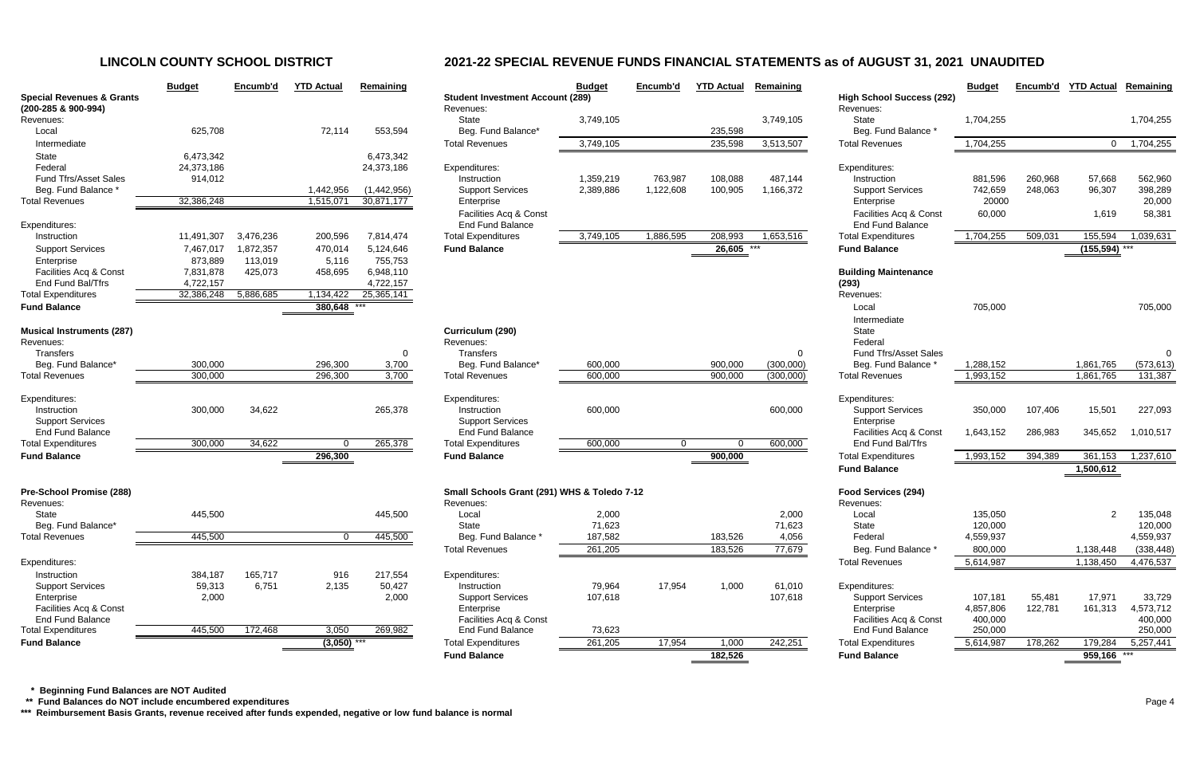# LINCOLN COUNTY SCHOOL DISTRICT

## 2021-22 SPECIAL REVENUE FUNDS FINANCIAL STATEMENTS as of AUGUST 31, 2021 UNAUDITED

| Special Revenues & Grants (200-285 & 900-994) | Budget | Encumb'd | YTD Actual | Remaining |
|---|---|---|---|---|
| Revenues: | | | | |
| Local | 625,708 | | 72,114 | 553,594 |
| Intermediate | | | | |
| State | 6,473,342 | | | 6,473,342 |
| Federal | 24,373,186 | | | 24,373,186 |
| Fund Tfrs/Asset Sales | 914,012 | | | |
| Beg. Fund Balance * | | | 1,442,956 | (1,442,956) |
| Total Revenues | 32,386,248 | | 1,515,071 | 30,871,177 |
| Expenditures: | | | | |
| Instruction | 11,491,307 | 3,476,236 | 200,596 | 7,814,474 |
| Support Services | 7,467,017 | 1,872,357 | 470,014 | 5,124,646 |
| Enterprise | 873,889 | 113,019 | 5,116 | 755,753 |
| Facilities Acq & Const | 7,831,878 | 425,073 | 458,695 | 6,948,110 |
| End Fund Bal/Tfrs | 4,722,157 | | | 4,722,157 |
| Total Expenditures | 32,386,248 | 5,886,685 | 1,134,422 | 25,365,141 |
| **Fund Balance** | | | **380,648** *** | |

| Musical Instruments (287) | Budget | Encumb'd | YTD Actual | Remaining |
|---|---|---|---|---|
| Revenues: | | | | |
| Transfers | | | | 0 |
| Beg. Fund Balance* | 300,000 | | 296,300 | 3,700 |
| Total Revenues | 300,000 | | 296,300 | 3,700 |
| Expenditures: | | | | |
| Instruction | 300,000 | 34,622 | | 265,378 |
| Support Services | | | | |
| End Fund Balance | | | | |
| Total Expenditures | 300,000 | 34,622 | 0 | 265,378 |
| **Fund Balance** | | | **296,300** | |

| Pre-School Promise (288) | Budget | Encumb'd | YTD Actual | Remaining |
|---|---|---|---|---|
| Revenues: | | | | |
| State | 445,500 | | | 445,500 |
| Beg. Fund Balance* | | | | |
| Total Revenues | 445,500 | | 0 | 445,500 |
| Expenditures: | | | | |
| Instruction | 384,187 | 165,717 | 916 | 217,554 |
| Support Services | 59,313 | 6,751 | 2,135 | 50,427 |
| Enterprise | 2,000 | | | 2,000 |
| Facilities Acq & Const | | | | |
| End Fund Balance | | | | |
| Total Expenditures | 445,500 | 172,468 | 3,050 | 269,982 |
| **Fund Balance** | | | **(3,050)** *** | |

| Student Investment Account (289) | Budget | Encumb'd | YTD Actual | Remaining |
|---|---|---|---|---|
| Revenues: | | | | |
| State | 3,749,105 | | | 3,749,105 |
| Beg. Fund Balance* | | | 235,598 | |
| Total Revenues | 3,749,105 | | 235,598 | 3,513,507 |
| Expenditures: | | | | |
| Instruction | 1,359,219 | 763,987 | 108,088 | 487,144 |
| Support Services | 2,389,886 | 1,122,608 | 100,905 | 1,166,372 |
| Enterprise | | | | |
| Facilities Acq & Const | | | | |
| End Fund Balance | | | | |
| Total Expenditures | 3,749,105 | 1,886,595 | 208,993 | 1,653,516 |
| **Fund Balance** | | | **26,605** *** | |

| Curriculum (290) | Budget | Encumb'd | YTD Actual | Remaining |
|---|---|---|---|---|
| Revenues: | | | | |
| Transfers | | | | 0 |
| Beg. Fund Balance* | 600,000 | | 900,000 | (300,000) |
| Total Revenues | 600,000 | | 900,000 | (300,000) |
| Expenditures: | | | | |
| Instruction | 600,000 | | | 600,000 |
| Support Services | | | | |
| End Fund Balance | | | | |
| Total Expenditures | 600,000 | 0 | 0 | 600,000 |
| **Fund Balance** | | | **900,000** | |

| Small Schools Grant (291) WHS & Toledo 7-12 | Budget | Encumb'd | YTD Actual | Remaining |
|---|---|---|---|---|
| Revenues: | | | | |
| Local | 2,000 | | | 2,000 |
| State | 71,623 | | | 71,623 |
| Beg. Fund Balance * | 187,582 | | 183,526 | 4,056 |
| Total Revenues | 261,205 | | 183,526 | 77,679 |
| Expenditures: | | | | |
| Instruction | 79,964 | 17,954 | 1,000 | 61,010 |
| Support Services | 107,618 | | | 107,618 |
| Enterprise | | | | |
| Facilities Acq & Const | | | | |
| End Fund Balance | 73,623 | | | |
| Total Expenditures | 261,205 | 17,954 | 1,000 | 242,251 |
| **Fund Balance** | | | **182,526** | |

| High School Success (292) | Budget | Encumb'd | YTD Actual | Remaining |
|---|---|---|---|---|
| Revenues: | | | | |
| State | 1,704,255 | | | 1,704,255 |
| Beg. Fund Balance * | | | | |
| Total Revenues | 1,704,255 | | 0 | 1,704,255 |
| Expenditures: | | | | |
| Instruction | 881,596 | 260,968 | 57,668 | 562,960 |
| Support Services | 742,659 | 248,063 | 96,307 | 398,289 |
| Enterprise | 20000 | | | 20,000 |
| Facilities Acq & Const | 60,000 | | 1,619 | 58,381 |
| End Fund Balance | | | | |
| Total Expenditures | 1,704,255 | 509,031 | 155,594 | 1,039,631 |
| **Fund Balance** | | | **(155,594)** *** | |

| Building Maintenance (293) | Budget | Encumb'd | YTD Actual | Remaining |
|---|---|---|---|---|
| Revenues: | | | | |
| Local | 705,000 | | | 705,000 |
| Intermediate | | | | |
| State | | | | |
| Federal | | | | |
| Fund Tfrs/Asset Sales | | | | 0 |
| Beg. Fund Balance * | 1,288,152 | | 1,861,765 | (573,613) |
| Total Revenues | 1,993,152 | | 1,861,765 | 131,387 |
| Expenditures: | | | | |
| Support Services | 350,000 | 107,406 | 15,501 | 227,093 |
| Enterprise | | | | |
| Facilities Acq & Const | 1,643,152 | 286,983 | 345,652 | 1,010,517 |
| End Fund Bal/Tfrs | | | | |
| Total Expenditures | 1,993,152 | 394,389 | 361,153 | 1,237,610 |
| **Fund Balance** | | | **1,500,612** | |

| Food Services (294) | Budget | Encumb'd | YTD Actual | Remaining |
|---|---|---|---|---|
| Revenues: | | | | |
| Local | 135,050 | | 2 | 135,048 |
| State | 120,000 | | | 120,000 |
| Federal | 4,559,937 | | | 4,559,937 |
| Beg. Fund Balance * | 800,000 | | 1,138,448 | (338,448) |
| Total Revenues | 5,614,987 | | 1,138,450 | 4,476,537 |
| Expenditures: | | | | |
| Support Services | 107,181 | 55,481 | 17,971 | 33,729 |
| Enterprise | 4,857,806 | 122,781 | 161,313 | 4,573,712 |
| Facilities Acq & Const | 400,000 | | | 400,000 |
| End Fund Balance | 250,000 | | | 250,000 |
| Total Expenditures | 5,614,987 | 178,262 | 179,284 | 5,257,441 |
| **Fund Balance** | | | **959,166** *** | |

**\* Beginning Fund Balances are NOT Audited**

**\*\* Fund Balances do NOT include encumbered expenditures**

**\*\*\* Reimbursement Basis Grants, revenue received after funds expended, negative or low fund balance is normal**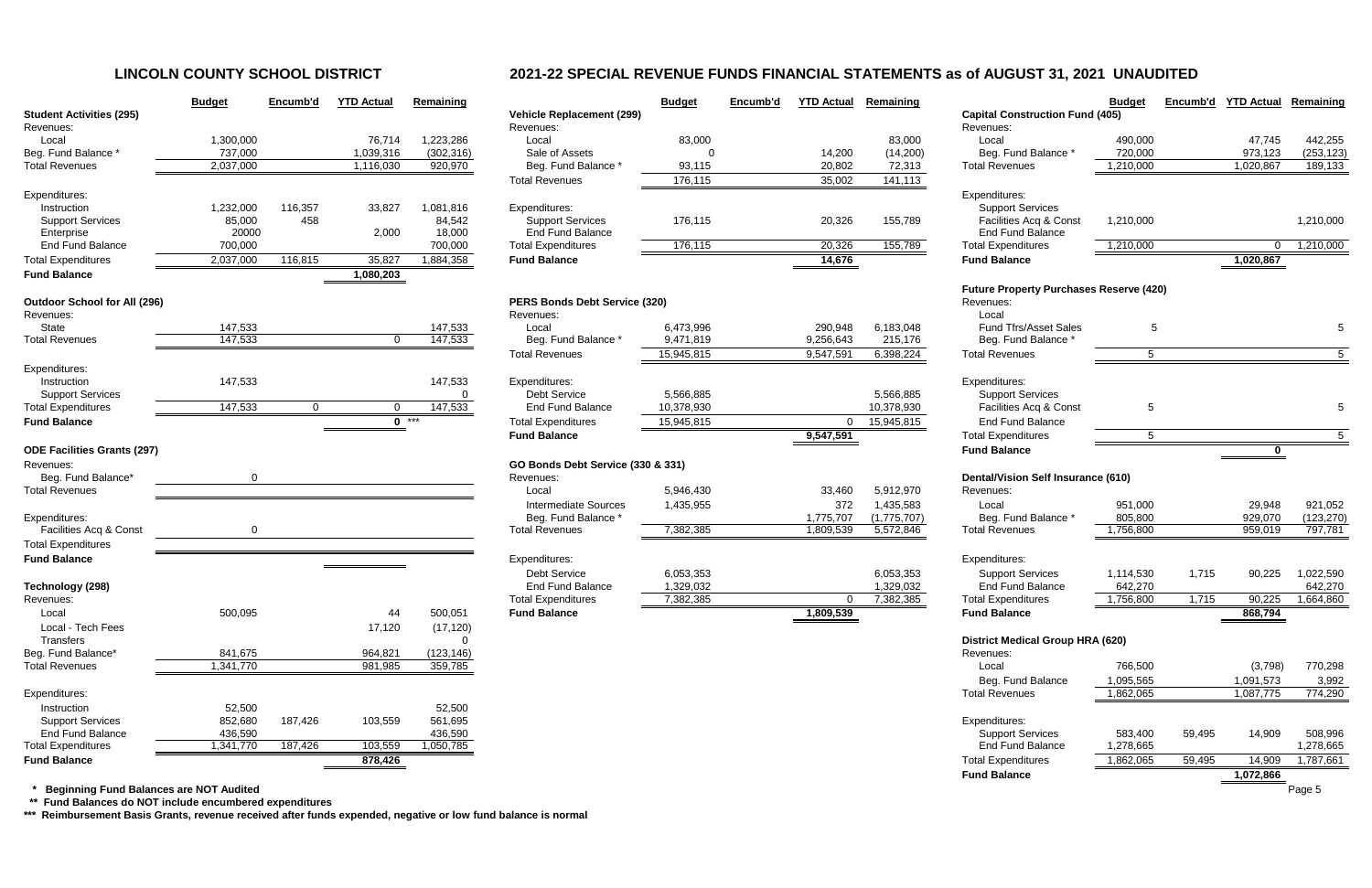# LINCOLN COUNTY SCHOOL DISTRICT

## 2021-22 SPECIAL REVENUE FUNDS FINANCIAL STATEMENTS as of AUGUST 31, 2021 UNAUDITED

| | Budget | Encumb'd | YTD Actual | Remaining |
|---|---|---|---|---|
| **Student Activities (295)** | | | | |
| Revenues: | | | | |
| Local | 1,300,000 | | 76,714 | 1,223,286 |
| Beg. Fund Balance * | 737,000 | | 1,039,316 | (302,316) |
| Total Revenues | 2,037,000 | | 1,116,030 | 920,970 |
| Expenditures: | | | | |
| Instruction | 1,232,000 | 116,357 | 33,827 | 1,081,816 |
| Support Services | 85,000 | 458 | | 84,542 |
| Enterprise | 20000 | | 2,000 | 18,000 |
| End Fund Balance | 700,000 | | | 700,000 |
| Total Expenditures | 2,037,000 | 116,815 | 35,827 | 1,884,358 |
| **Fund Balance** | | | **1,080,203** | |

| | Budget | Encumb'd | YTD Actual | Remaining |
|---|---|---|---|---|
| **Outdoor School for All (296)** | | | | |
| Revenues: | | | | |
| State | 147,533 | | | 147,533 |
| Total Revenues | 147,533 | | 0 | 147,533 |
| Expenditures: | | | | |
| Instruction | 147,533 | | | 147,533 |
| Support Services | | | | 0 |
| Total Expenditures | 147,533 | 0 | 0 | 147,533 |
| **Fund Balance** | | | **0** *** | |

| | Budget | Encumb'd | YTD Actual | Remaining |
|---|---|---|---|---|
| **ODE Facilities Grants (297)** | | | | |
| Revenues: | | | | |
| Beg. Fund Balance* | 0 | | | |
| Total Revenues | | | | |
| Expenditures: | | | | |
| Facilities Acq & Const | 0 | | | |
| Total Expenditures | | | | |
| **Fund Balance** | | | | |

| | Budget | Encumb'd | YTD Actual | Remaining |
|---|---|---|---|---|
| **Technology (298)** | | | | |
| Revenues: | | | | |
| Local | 500,095 | | 44 | 500,051 |
| Local - Tech Fees | | | 17,120 | (17,120) |
| Transfers | | | | 0 |
| Beg. Fund Balance* | 841,675 | | 964,821 | (123,146) |
| Total Revenues | 1,341,770 | | 981,985 | 359,785 |
| Expenditures: | | | | |
| Instruction | 52,500 | | | 52,500 |
| Support Services | 852,680 | 187,426 | 103,559 | 561,695 |
| End Fund Balance | 436,590 | | | 436,590 |
| Total Expenditures | 1,341,770 | 187,426 | 103,559 | 1,050,785 |
| **Fund Balance** | | | **878,426** | |

| | Budget | Encumb'd | YTD Actual | Remaining |
|---|---|---|---|---|
| **Vehicle Replacement (299)** | | | | |
| Revenues: | | | | |
| Local | 83,000 | | | 83,000 |
| Sale of Assets | 0 | | 14,200 | (14,200) |
| Beg. Fund Balance * | 93,115 | | 20,802 | 72,313 |
| Total Revenues | 176,115 | | 35,002 | 141,113 |
| Expenditures: | | | | |
| Support Services | 176,115 | | 20,326 | 155,789 |
| End Fund Balance | | | | |
| Total Expenditures | 176,115 | | 20,326 | 155,789 |
| **Fund Balance** | | | **14,676** | |

| | Budget | Encumb'd | YTD Actual | Remaining |
|---|---|---|---|---|
| **PERS Bonds Debt Service (320)** | | | | |
| Revenues: | | | | |
| Local | 6,473,996 | | 290,948 | 6,183,048 |
| Beg. Fund Balance * | 9,471,819 | | 9,256,643 | 215,176 |
| Total Revenues | 15,945,815 | | 9,547,591 | 6,398,224 |
| Expenditures: | | | | |
| Debt Service | 5,566,885 | | | 5,566,885 |
| End Fund Balance | 10,378,930 | | | 10,378,930 |
| Total Expenditures | 15,945,815 | | 0 | 15,945,815 |
| **Fund Balance** | | | **9,547,591** | |

| | Budget | Encumb'd | YTD Actual | Remaining |
|---|---|---|---|---|
| **GO Bonds Debt Service (330 & 331)** | | | | |
| Revenues: | | | | |
| Local | 5,946,430 | | 33,460 | 5,912,970 |
| Intermediate Sources | 1,435,955 | | 372 | 1,435,583 |
| Beg. Fund Balance * | | | 1,775,707 | (1,775,707) |
| Total Revenues | 7,382,385 | | 1,809,539 | 5,572,846 |
| Expenditures: | | | | |
| Debt Service | 6,053,353 | | | 6,053,353 |
| End Fund Balance | 1,329,032 | | | 1,329,032 |
| Total Expenditures | 7,382,385 | | 0 | 7,382,385 |
| **Fund Balance** | | | **1,809,539** | |

| | Budget | Encumb'd | YTD Actual | Remaining |
|---|---|---|---|---|
| **Capital Construction Fund (405)** | | | | |
| Revenues: | | | | |
| Local | 490,000 | | 47,745 | 442,255 |
| Beg. Fund Balance * | 720,000 | | 973,123 | (253,123) |
| Total Revenues | 1,210,000 | | 1,020,867 | 189,133 |
| Expenditures: | | | | |
| Support Services | | | | |
| Facilities Acq & Const | 1,210,000 | | | 1,210,000 |
| End Fund Balance | | | | |
| Total Expenditures | 1,210,000 | | 0 | 1,210,000 |
| **Fund Balance** | | | **1,020,867** | |

| | Budget | Encumb'd | YTD Actual | Remaining |
|---|---|---|---|---|
| **Future Property Purchases Reserve (420)** | | | | |
| Revenues: | | | | |
| Local | | | | |
| Fund Tfrs/Asset Sales | 5 | | | 5 |
| Beg. Fund Balance * | | | | |
| Total Revenues | 5 | | | 5 |
| Expenditures: | | | | |
| Support Services | | | | |
| Facilities Acq & Const | 5 | | | 5 |
| End Fund Balance | | | | |
| Total Expenditures | 5 | | | 5 |
| **Fund Balance** | | | **0** | |

| | Budget | Encumb'd | YTD Actual | Remaining |
|---|---|---|---|---|
| **Dental/Vision Self Insurance (610)** | | | | |
| Revenues: | | | | |
| Local | 951,000 | | 29,948 | 921,052 |
| Beg. Fund Balance * | 805,800 | | 929,070 | (123,270) |
| Total Revenues | 1,756,800 | | 959,019 | 797,781 |
| Expenditures: | | | | |
| Support Services | 1,114,530 | 1,715 | 90,225 | 1,022,590 |
| End Fund Balance | 642,270 | | | 642,270 |
| Total Expenditures | 1,756,800 | 1,715 | 90,225 | 1,664,860 |
| **Fund Balance** | | | **868,794** | |

| | Budget | Encumb'd | YTD Actual | Remaining |
|---|---|---|---|---|
| **District Medical Group HRA (620)** | | | | |
| Revenues: | | | | |
| Local | 766,500 | | (3,798) | 770,298 |
| Beg. Fund Balance | 1,095,565 | | 1,091,573 | 3,992 |
| Total Revenues | 1,862,065 | | 1,087,775 | 774,290 |
| Expenditures: | | | | |
| Support Services | 583,400 | 59,495 | 14,909 | 508,996 |
| End Fund Balance | 1,278,665 | | | 1,278,665 |
| Total Expenditures | 1,862,065 | 59,495 | 14,909 | 1,787,661 |
| **Fund Balance** | | | **1,072,866** | |

**\* Beginning Fund Balances are NOT Audited**

**\*\* Fund Balances do NOT include encumbered expenditures**

**\*\*\* Reimbursement Basis Grants, revenue received after funds expended, negative or low fund balance is normal**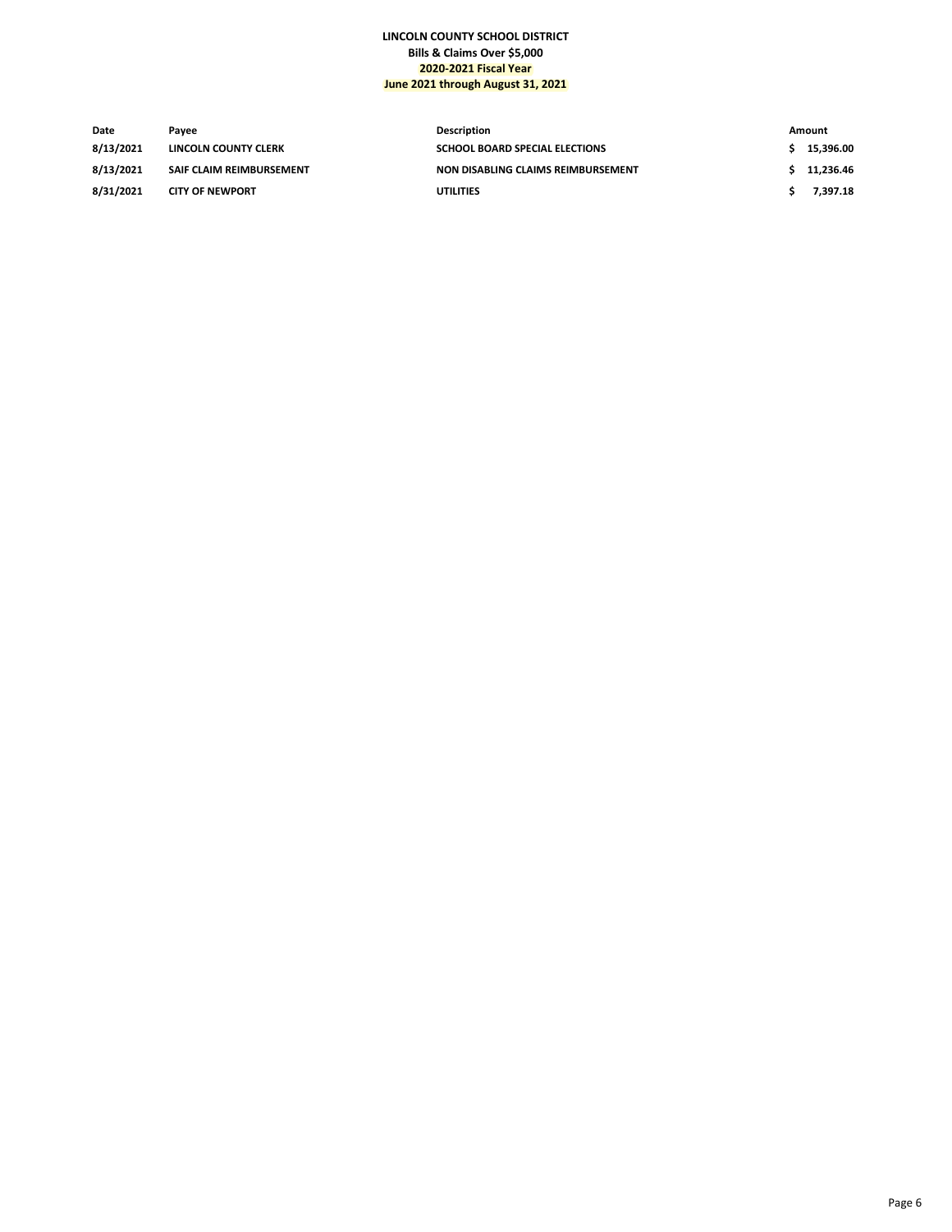**LINCOLN COUNTY SCHOOL DISTRICT**
**Bills & Claims Over $5,000**
**2020-2021 Fiscal Year**
**June 2021 through August 31, 2021**

| Date | Payee | Description | Amount |
|---|---|---|---|
| 8/13/2021 | LINCOLN COUNTY CLERK | SCHOOL BOARD SPECIAL ELECTIONS | $ 15,396.00 |
| 8/13/2021 | SAIF CLAIM REIMBURSEMENT | NON DISABLING CLAIMS REIMBURSEMENT | $ 11,236.46 |
| 8/31/2021 | CITY OF NEWPORT | UTILITIES | $ 7,397.18 |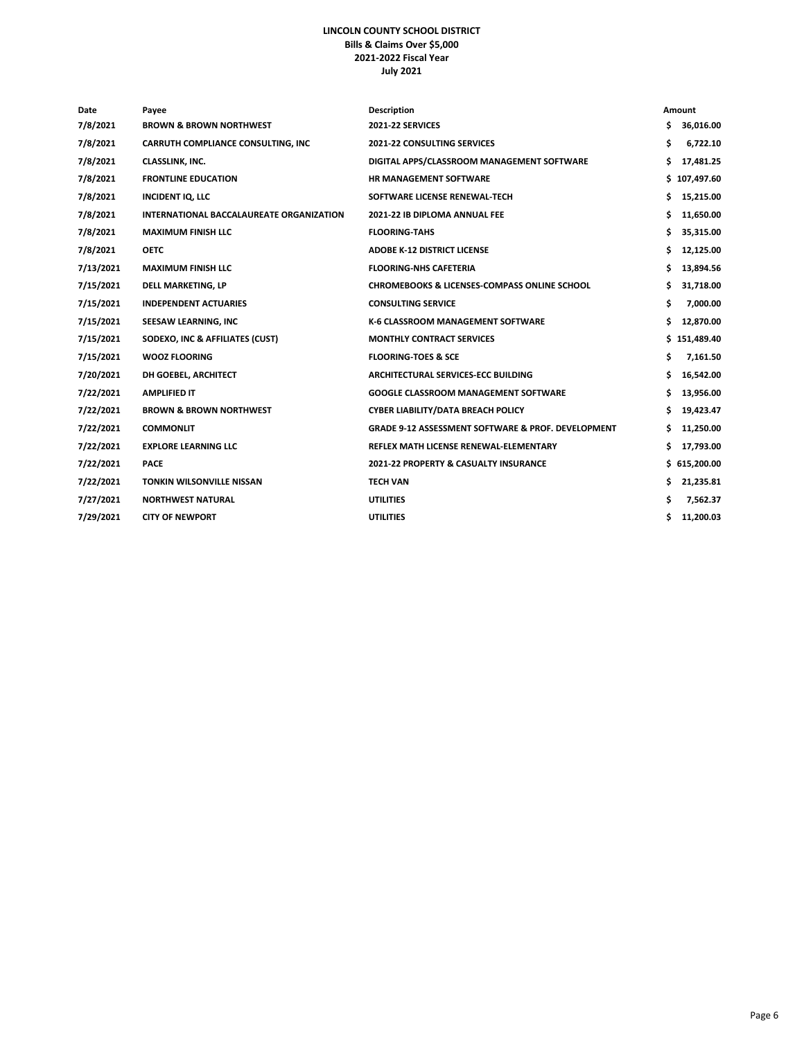**LINCOLN COUNTY SCHOOL DISTRICT**
**Bills & Claims Over $5,000**
**2021-2022 Fiscal Year**
**July 2021**

| Date | Payee | Description | Amount |
|---|---|---|---|
| 7/8/2021 | BROWN & BROWN NORTHWEST | 2021-22 SERVICES | $ 36,016.00 |
| 7/8/2021 | CARRUTH COMPLIANCE CONSULTING, INC | 2021-22 CONSULTING SERVICES | $ 6,722.10 |
| 7/8/2021 | CLASSLINK, INC. | DIGITAL APPS/CLASSROOM MANAGEMENT SOFTWARE | $ 17,481.25 |
| 7/8/2021 | FRONTLINE EDUCATION | HR MANAGEMENT SOFTWARE | $ 107,497.60 |
| 7/8/2021 | INCIDENT IQ, LLC | SOFTWARE LICENSE RENEWAL-TECH | $ 15,215.00 |
| 7/8/2021 | INTERNATIONAL BACCALAUREATE ORGANIZATION | 2021-22 IB DIPLOMA ANNUAL FEE | $ 11,650.00 |
| 7/8/2021 | MAXIMUM FINISH LLC | FLOORING-TAHS | $ 35,315.00 |
| 7/8/2021 | OETC | ADOBE K-12 DISTRICT LICENSE | $ 12,125.00 |
| 7/13/2021 | MAXIMUM FINISH LLC | FLOORING-NHS CAFETERIA | $ 13,894.56 |
| 7/15/2021 | DELL MARKETING, LP | CHROMEBOOKS & LICENSES-COMPASS ONLINE SCHOOL | $ 31,718.00 |
| 7/15/2021 | INDEPENDENT ACTUARIES | CONSULTING SERVICE | $ 7,000.00 |
| 7/15/2021 | SEESAW LEARNING, INC | K-6 CLASSROOM MANAGEMENT SOFTWARE | $ 12,870.00 |
| 7/15/2021 | SODEXO, INC & AFFILIATES (CUST) | MONTHLY CONTRACT SERVICES | $ 151,489.40 |
| 7/15/2021 | WOOZ FLOORING | FLOORING-TOES & SCE | $ 7,161.50 |
| 7/20/2021 | DH GOEBEL, ARCHITECT | ARCHITECTURAL SERVICES-ECC BUILDING | $ 16,542.00 |
| 7/22/2021 | AMPLIFIED IT | GOOGLE CLASSROOM MANAGEMENT SOFTWARE | $ 13,956.00 |
| 7/22/2021 | BROWN & BROWN NORTHWEST | CYBER LIABILITY/DATA BREACH POLICY | $ 19,423.47 |
| 7/22/2021 | COMMONLIT | GRADE 9-12 ASSESSMENT SOFTWARE & PROF. DEVELOPMENT | $ 11,250.00 |
| 7/22/2021 | EXPLORE LEARNING LLC | REFLEX MATH LICENSE RENEWAL-ELEMENTARY | $ 17,793.00 |
| 7/22/2021 | PACE | 2021-22 PROPERTY & CASUALTY INSURANCE | $ 615,200.00 |
| 7/22/2021 | TONKIN WILSONVILLE NISSAN | TECH VAN | $ 21,235.81 |
| 7/27/2021 | NORTHWEST NATURAL | UTILITIES | $ 7,562.37 |
| 7/29/2021 | CITY OF NEWPORT | UTILITIES | $ 11,200.03 |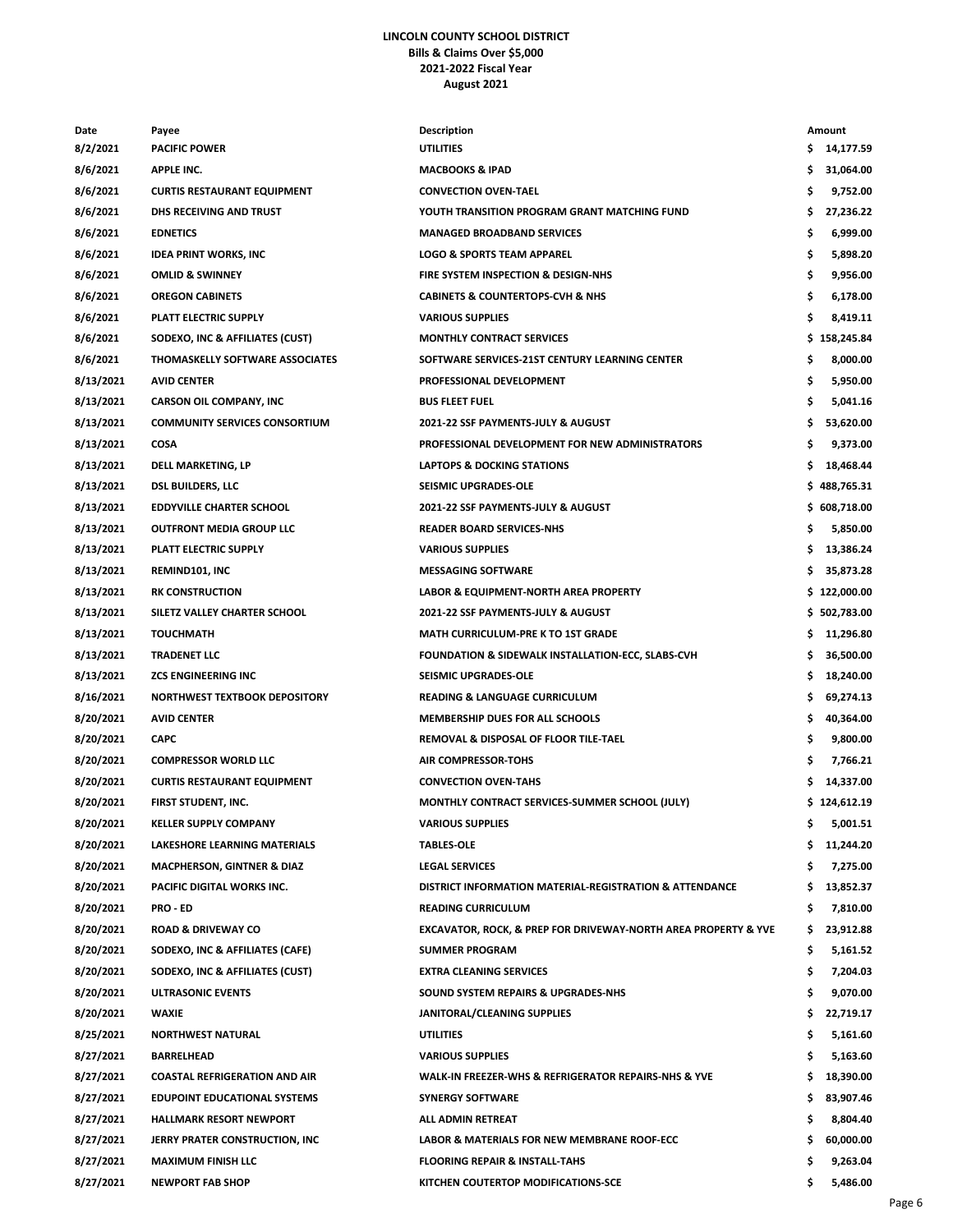# LINCOLN COUNTY SCHOOL DISTRICT
## Bills & Claims Over $5,000
## 2021-2022 Fiscal Year
## August 2021

| Date | Payee | Description | Amount |
|---|---|---|---|
| 8/2/2021 | PACIFIC POWER | UTILITIES | $ 14,177.59 |
| 8/6/2021 | APPLE INC. | MACBOOKS & IPAD | $ 31,064.00 |
| 8/6/2021 | CURTIS RESTAURANT EQUIPMENT | CONVECTION OVEN-TAEL | $ 9,752.00 |
| 8/6/2021 | DHS RECEIVING AND TRUST | YOUTH TRANSITION PROGRAM GRANT MATCHING FUND | $ 27,236.22 |
| 8/6/2021 | EDNETICS | MANAGED BROADBAND SERVICES | $ 6,999.00 |
| 8/6/2021 | IDEA PRINT WORKS, INC | LOGO & SPORTS TEAM APPAREL | $ 5,898.20 |
| 8/6/2021 | OMLID & SWINNEY | FIRE SYSTEM INSPECTION & DESIGN-NHS | $ 9,956.00 |
| 8/6/2021 | OREGON CABINETS | CABINETS & COUNTERTOPS-CVH & NHS | $ 6,178.00 |
| 8/6/2021 | PLATT ELECTRIC SUPPLY | VARIOUS SUPPLIES | $ 8,419.11 |
| 8/6/2021 | SODEXO, INC & AFFILIATES (CUST) | MONTHLY CONTRACT SERVICES | $ 158,245.84 |
| 8/6/2021 | THOMASKELLY SOFTWARE ASSOCIATES | SOFTWARE SERVICES-21ST CENTURY LEARNING CENTER | $ 8,000.00 |
| 8/13/2021 | AVID CENTER | PROFESSIONAL DEVELOPMENT | $ 5,950.00 |
| 8/13/2021 | CARSON OIL COMPANY, INC | BUS FLEET FUEL | $ 5,041.16 |
| 8/13/2021 | COMMUNITY SERVICES CONSORTIUM | 2021-22 SSF PAYMENTS-JULY & AUGUST | $ 53,620.00 |
| 8/13/2021 | COSA | PROFESSIONAL DEVELOPMENT FOR NEW ADMINISTRATORS | $ 9,373.00 |
| 8/13/2021 | DELL MARKETING, LP | LAPTOPS & DOCKING STATIONS | $ 18,468.44 |
| 8/13/2021 | DSL BUILDERS, LLC | SEISMIC UPGRADES-OLE | $ 488,765.31 |
| 8/13/2021 | EDDYVILLE CHARTER SCHOOL | 2021-22 SSF PAYMENTS-JULY & AUGUST | $ 608,718.00 |
| 8/13/2021 | OUTFRONT MEDIA GROUP LLC | READER BOARD SERVICES-NHS | $ 5,850.00 |
| 8/13/2021 | PLATT ELECTRIC SUPPLY | VARIOUS SUPPLIES | $ 13,386.24 |
| 8/13/2021 | REMIND101, INC | MESSAGING SOFTWARE | $ 35,873.28 |
| 8/13/2021 | RK CONSTRUCTION | LABOR & EQUIPMENT-NORTH AREA PROPERTY | $ 122,000.00 |
| 8/13/2021 | SILETZ VALLEY CHARTER SCHOOL | 2021-22 SSF PAYMENTS-JULY & AUGUST | $ 502,783.00 |
| 8/13/2021 | TOUCHMATH | MATH CURRICULUM-PRE K TO 1ST GRADE | $ 11,296.80 |
| 8/13/2021 | TRADENET LLC | FOUNDATION & SIDEWALK INSTALLATION-ECC, SLABS-CVH | $ 36,500.00 |
| 8/13/2021 | ZCS ENGINEERING INC | SEISMIC UPGRADES-OLE | $ 18,240.00 |
| 8/16/2021 | NORTHWEST TEXTBOOK DEPOSITORY | READING & LANGUAGE CURRICULUM | $ 69,274.13 |
| 8/20/2021 | AVID CENTER | MEMBERSHIP DUES FOR ALL SCHOOLS | $ 40,364.00 |
| 8/20/2021 | CAPC | REMOVAL & DISPOSAL OF FLOOR TILE-TAEL | $ 9,800.00 |
| 8/20/2021 | COMPRESSOR WORLD LLC | AIR COMPRESSOR-TOHS | $ 7,766.21 |
| 8/20/2021 | CURTIS RESTAURANT EQUIPMENT | CONVECTION OVEN-TAHS | $ 14,337.00 |
| 8/20/2021 | FIRST STUDENT, INC. | MONTHLY CONTRACT SERVICES-SUMMER SCHOOL (JULY) | $ 124,612.19 |
| 8/20/2021 | KELLER SUPPLY COMPANY | VARIOUS SUPPLIES | $ 5,001.51 |
| 8/20/2021 | LAKESHORE LEARNING MATERIALS | TABLES-OLE | $ 11,244.20 |
| 8/20/2021 | MACPHERSON, GINTNER & DIAZ | LEGAL SERVICES | $ 7,275.00 |
| 8/20/2021 | PACIFIC DIGITAL WORKS INC. | DISTRICT INFORMATION MATERIAL-REGISTRATION & ATTENDANCE | $ 13,852.37 |
| 8/20/2021 | PRO - ED | READING CURRICULUM | $ 7,810.00 |
| 8/20/2021 | ROAD & DRIVEWAY CO | EXCAVATOR, ROCK, & PREP FOR DRIVEWAY-NORTH AREA PROPERTY & YVE | $ 23,912.88 |
| 8/20/2021 | SODEXO, INC & AFFILIATES (CAFE) | SUMMER PROGRAM | $ 5,161.52 |
| 8/20/2021 | SODEXO, INC & AFFILIATES (CUST) | EXTRA CLEANING SERVICES | $ 7,204.03 |
| 8/20/2021 | ULTRASONIC EVENTS | SOUND SYSTEM REPAIRS & UPGRADES-NHS | $ 9,070.00 |
| 8/20/2021 | WAXIE | JANITORAL/CLEANING SUPPLIES | $ 22,719.17 |
| 8/25/2021 | NORTHWEST NATURAL | UTILITIES | $ 5,161.60 |
| 8/27/2021 | BARRELHEAD | VARIOUS SUPPLIES | $ 5,163.60 |
| 8/27/2021 | COASTAL REFRIGERATION AND AIR | WALK-IN FREEZER-WHS & REFRIGERATOR REPAIRS-NHS & YVE | $ 18,390.00 |
| 8/27/2021 | EDUPOINT EDUCATIONAL SYSTEMS | SYNERGY SOFTWARE | $ 83,907.46 |
| 8/27/2021 | HALLMARK RESORT NEWPORT | ALL ADMIN RETREAT | $ 8,804.40 |
| 8/27/2021 | JERRY PRATER CONSTRUCTION, INC | LABOR & MATERIALS FOR NEW MEMBRANE ROOF-ECC | $ 60,000.00 |
| 8/27/2021 | MAXIMUM FINISH LLC | FLOORING REPAIR & INSTALL-TAHS | $ 9,263.04 |
| 8/27/2021 | NEWPORT FAB SHOP | KITCHEN COUTERTOP MODIFICATIONS-SCE | $ 5,486.00 |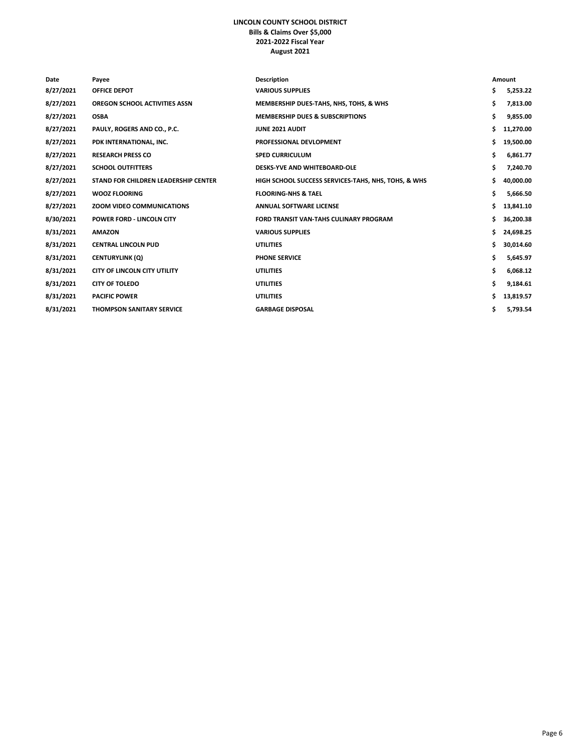# LINCOLN COUNTY SCHOOL DISTRICT
## Bills & Claims Over $5,000
## 2021-2022 Fiscal Year
## August 2021

| Date | Payee | Description | Amount |
|---|---|---|---|
| 8/27/2021 | OFFICE DEPOT | VARIOUS SUPPLIES | $ 5,253.22 |
| 8/27/2021 | OREGON SCHOOL ACTIVITIES ASSN | MEMBERSHIP DUES-TAHS, NHS, TOHS, & WHS | $ 7,813.00 |
| 8/27/2021 | OSBA | MEMBERSHIP DUES & SUBSCRIPTIONS | $ 9,855.00 |
| 8/27/2021 | PAULY, ROGERS AND CO., P.C. | JUNE 2021 AUDIT | $ 11,270.00 |
| 8/27/2021 | PDK INTERNATIONAL, INC. | PROFESSIONAL DEVLOPMENT | $ 19,500.00 |
| 8/27/2021 | RESEARCH PRESS CO | SPED CURRICULUM | $ 6,861.77 |
| 8/27/2021 | SCHOOL OUTFITTERS | DESKS-YVE AND WHITEBOARD-OLE | $ 7,240.70 |
| 8/27/2021 | STAND FOR CHILDREN LEADERSHIP CENTER | HIGH SCHOOL SUCCESS SERVICES-TAHS, NHS, TOHS, & WHS | $ 40,000.00 |
| 8/27/2021 | WOOZ FLOORING | FLOORING-NHS & TAEL | $ 5,666.50 |
| 8/27/2021 | ZOOM VIDEO COMMUNICATIONS | ANNUAL SOFTWARE LICENSE | $ 13,841.10 |
| 8/30/2021 | POWER FORD - LINCOLN CITY | FORD TRANSIT VAN-TAHS CULINARY PROGRAM | $ 36,200.38 |
| 8/31/2021 | AMAZON | VARIOUS SUPPLIES | $ 24,698.25 |
| 8/31/2021 | CENTRAL LINCOLN PUD | UTILITIES | $ 30,014.60 |
| 8/31/2021 | CENTURYLINK (Q) | PHONE SERVICE | $ 5,645.97 |
| 8/31/2021 | CITY OF LINCOLN CITY UTILITY | UTILITIES | $ 6,068.12 |
| 8/31/2021 | CITY OF TOLEDO | UTILITIES | $ 9,184.61 |
| 8/31/2021 | PACIFIC POWER | UTILITIES | $ 13,819.57 |
| 8/31/2021 | THOMPSON SANITARY SERVICE | GARBAGE DISPOSAL | $ 5,793.54 |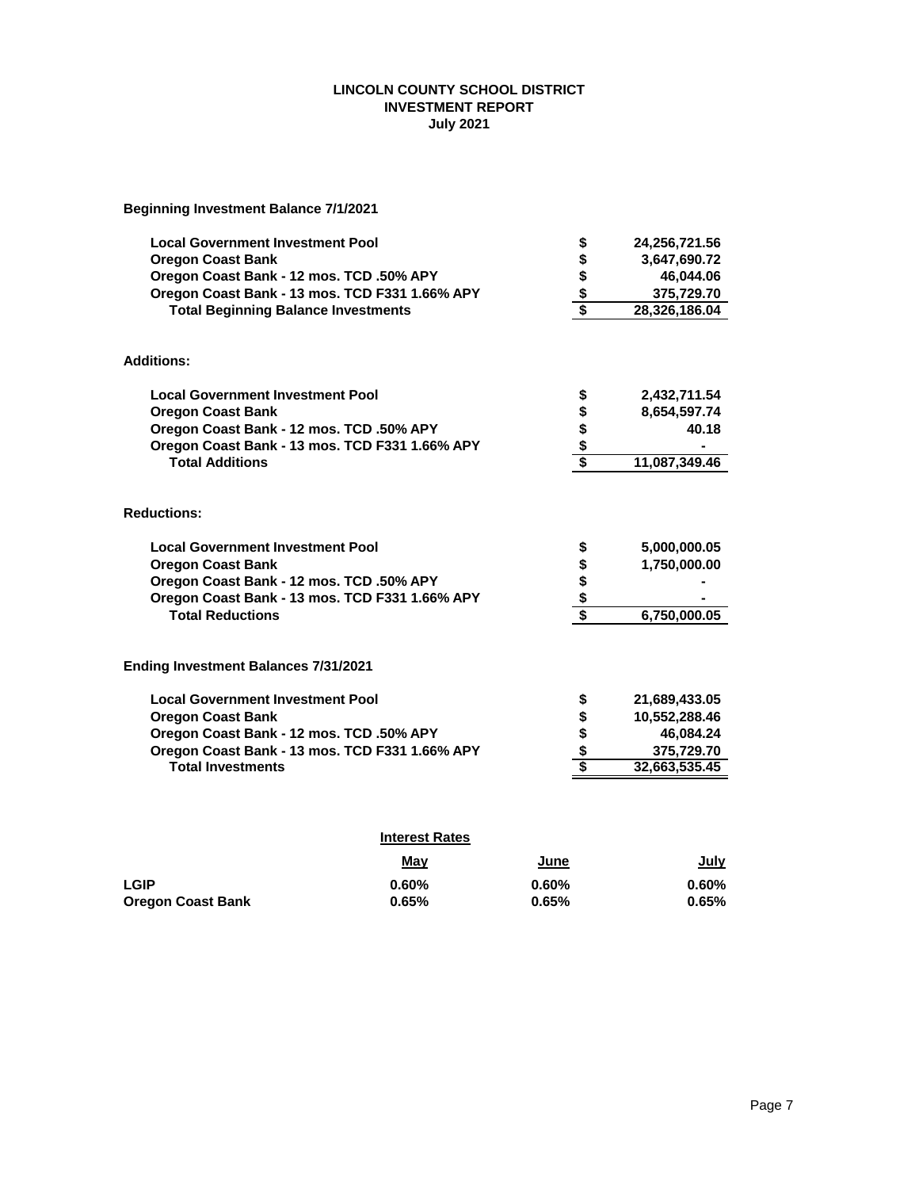# LINCOLN COUNTY SCHOOL DISTRICT
## INVESTMENT REPORT
### July 2021

**Beginning Investment Balance 7/1/2021**

| | | |
|---|---|---|
| **Local Government Investment Pool** | **$** | **24,256,721.56** |
| **Oregon Coast Bank** | **$** | **3,647,690.72** |
| **Oregon Coast Bank - 12 mos. TCD .50% APY** | **$** | **46,044.06** |
| **Oregon Coast Bank - 13 mos. TCD F331 1.66% APY** | **$** | **375,729.70** |
| **Total Beginning Balance Investments** | **$** | **28,326,186.04** |

**Additions:**

| | | |
|---|---|---|
| **Local Government Investment Pool** | **$** | **2,432,711.54** |
| **Oregon Coast Bank** | **$** | **8,654,597.74** |
| **Oregon Coast Bank - 12 mos. TCD .50% APY** | **$** | **40.18** |
| **Oregon Coast Bank - 13 mos. TCD F331 1.66% APY** | **$** | **-** |
| **Total Additions** | **$** | **11,087,349.46** |

**Reductions:**

| | | |
|---|---|---|
| **Local Government Investment Pool** | **$** | **5,000,000.05** |
| **Oregon Coast Bank** | **$** | **1,750,000.00** |
| **Oregon Coast Bank - 12 mos. TCD .50% APY** | **$** | **-** |
| **Oregon Coast Bank - 13 mos. TCD F331 1.66% APY** | **$** | **-** |
| **Total Reductions** | **$** | **6,750,000.05** |

**Ending Investment Balances 7/31/2021**

| | | |
|---|---|---|
| **Local Government Investment Pool** | **$** | **21,689,433.05** |
| **Oregon Coast Bank** | **$** | **10,552,288.46** |
| **Oregon Coast Bank - 12 mos. TCD .50% APY** | **$** | **46,084.24** |
| **Oregon Coast Bank - 13 mos. TCD F331 1.66% APY** | **$** | **375,729.70** |
| **Total Investments** | **$** | **32,663,535.45** |

**Interest Rates**

| | May | June | July |
|---|---|---|---|
| **LGIP** | **0.60%** | **0.60%** | **0.60%** |
| **Oregon Coast Bank** | **0.65%** | **0.65%** | **0.65%** |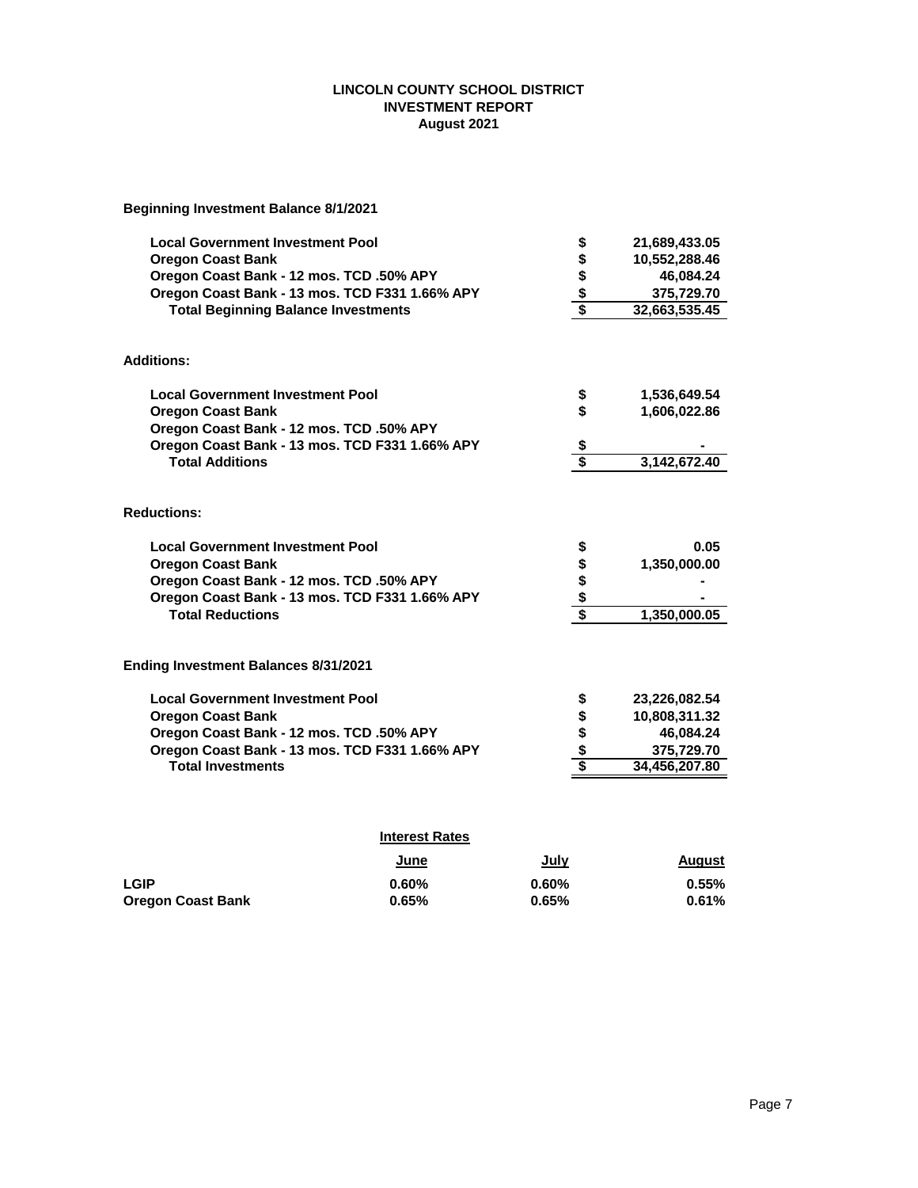**LINCOLN COUNTY SCHOOL DISTRICT**
**INVESTMENT REPORT**
**August 2021**

**Beginning Investment Balance 8/1/2021**

| | | |
|---|---|---|
| **Local Government Investment Pool** | $ | 21,689,433.05 |
| **Oregon Coast Bank** | $ | 10,552,288.46 |
| **Oregon Coast Bank - 12 mos. TCD .50% APY** | $ | 46,084.24 |
| **Oregon Coast Bank - 13 mos. TCD F331 1.66% APY** | $ | 375,729.70 |
| **Total Beginning Balance Investments** | $ | 32,663,535.45 |

**Additions:**

| | | |
|---|---|---|
| **Local Government Investment Pool** | $ | 1,536,649.54 |
| **Oregon Coast Bank** | $ | 1,606,022.86 |
| **Oregon Coast Bank - 12 mos. TCD .50% APY** | | |
| **Oregon Coast Bank - 13 mos. TCD F331 1.66% APY** | $ | - |
| **Total Additions** | $ | 3,142,672.40 |

**Reductions:**

| | | |
|---|---|---|
| **Local Government Investment Pool** | $ | 0.05 |
| **Oregon Coast Bank** | $ | 1,350,000.00 |
| **Oregon Coast Bank - 12 mos. TCD .50% APY** | $ | - |
| **Oregon Coast Bank - 13 mos. TCD F331 1.66% APY** | $ | - |
| **Total Reductions** | $ | 1,350,000.05 |

**Ending Investment Balances 8/31/2021**

| | | |
|---|---|---|
| **Local Government Investment Pool** | $ | 23,226,082.54 |
| **Oregon Coast Bank** | $ | 10,808,311.32 |
| **Oregon Coast Bank - 12 mos. TCD .50% APY** | $ | 46,084.24 |
| **Oregon Coast Bank - 13 mos. TCD F331 1.66% APY** | $ | 375,729.70 |
| **Total Investments** | $ | 34,456,207.80 |

**Interest Rates**

| | June | July | August |
|---|---|---|---|
| **LGIP** | 0.60% | 0.60% | 0.55% |
| **Oregon Coast Bank** | 0.65% | 0.65% | 0.61% |